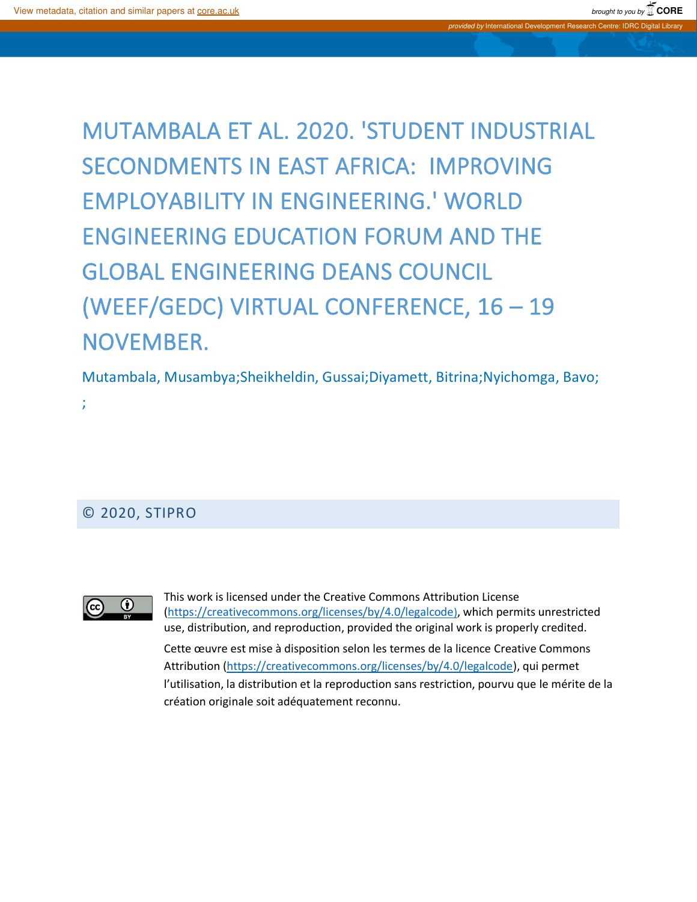# MUTAMBALA ET AL. 2020. 'STUDENT INDUSTRIAL SECONDMENTS IN EAST AFRICA: IMPROVING EMPLOYABILITY IN ENGINEERING.' WORLD ENGINEERING EDUCATION FORUM AND THE GLOBAL ENGINEERING DEANS COUNCIL (WEEF/GEDC) VIRTUAL CONFERENCE, 16 – 19 NOVEMBER.

Mutambala, Musambya;Sheikheldin, Gussai;Diyamett, Bitrina;Nyichomga, Bavo;

;

© 2020, STIPRO

This work is licensed under the Creative Commons Attribution License (https://creativecommons.org/licenses/by/4.0/legalcode), which permits unrestricted use, distribution, and reproduction, provided the original work is properly credited.

Cette œuvre est mise à disposition selon les termes de la licence Creative Commons Attribution (https://creativecommons.org/licenses/by/4.0/legalcode), qui permet l'utilisation, la distribution et la reproduction sans restriction, pourvu que le mérite de la création originale soit adéquatement reconnu.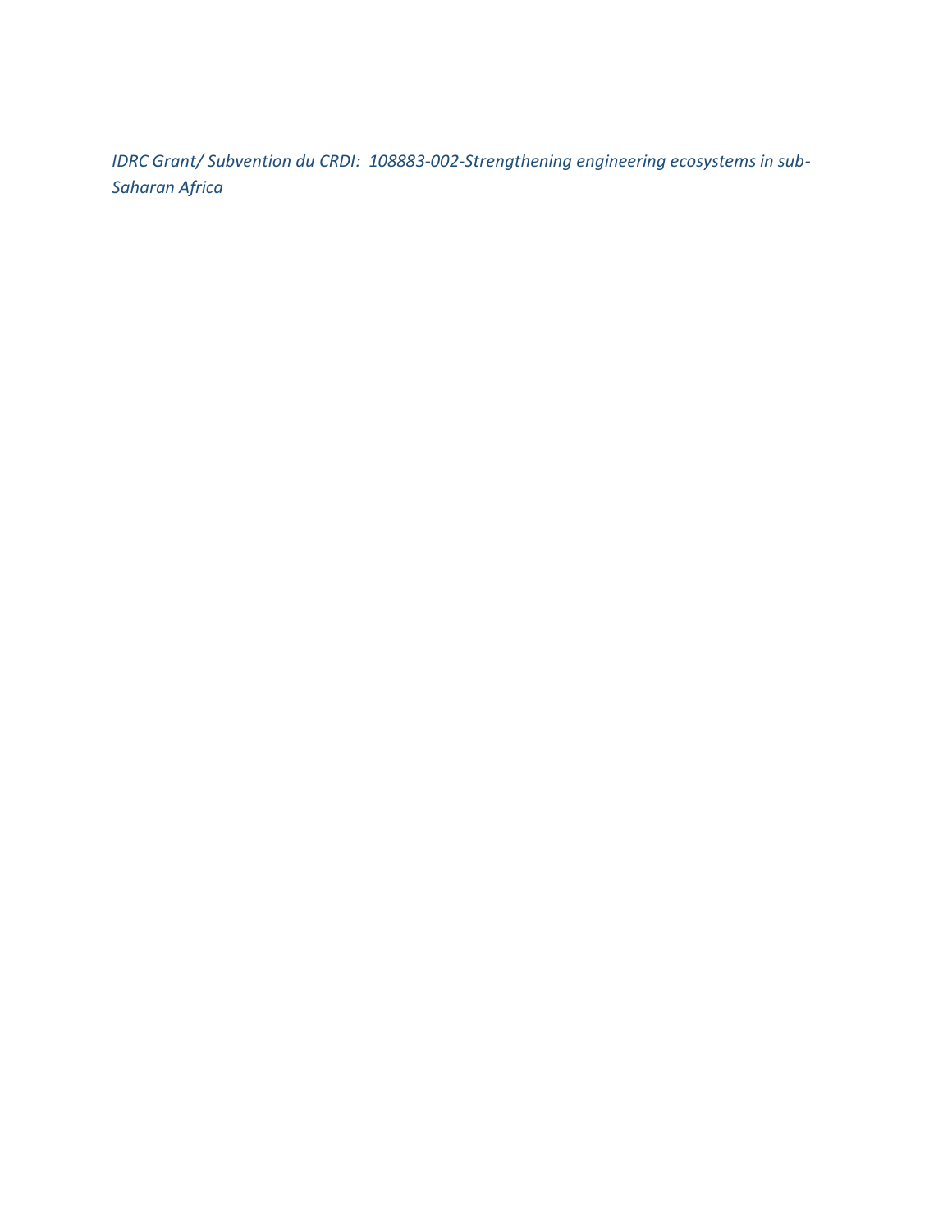*IDRC Grant/ Subvention du CRDI: 108883-002-Strengthening engineering ecosystems in sub-Saharan Africa*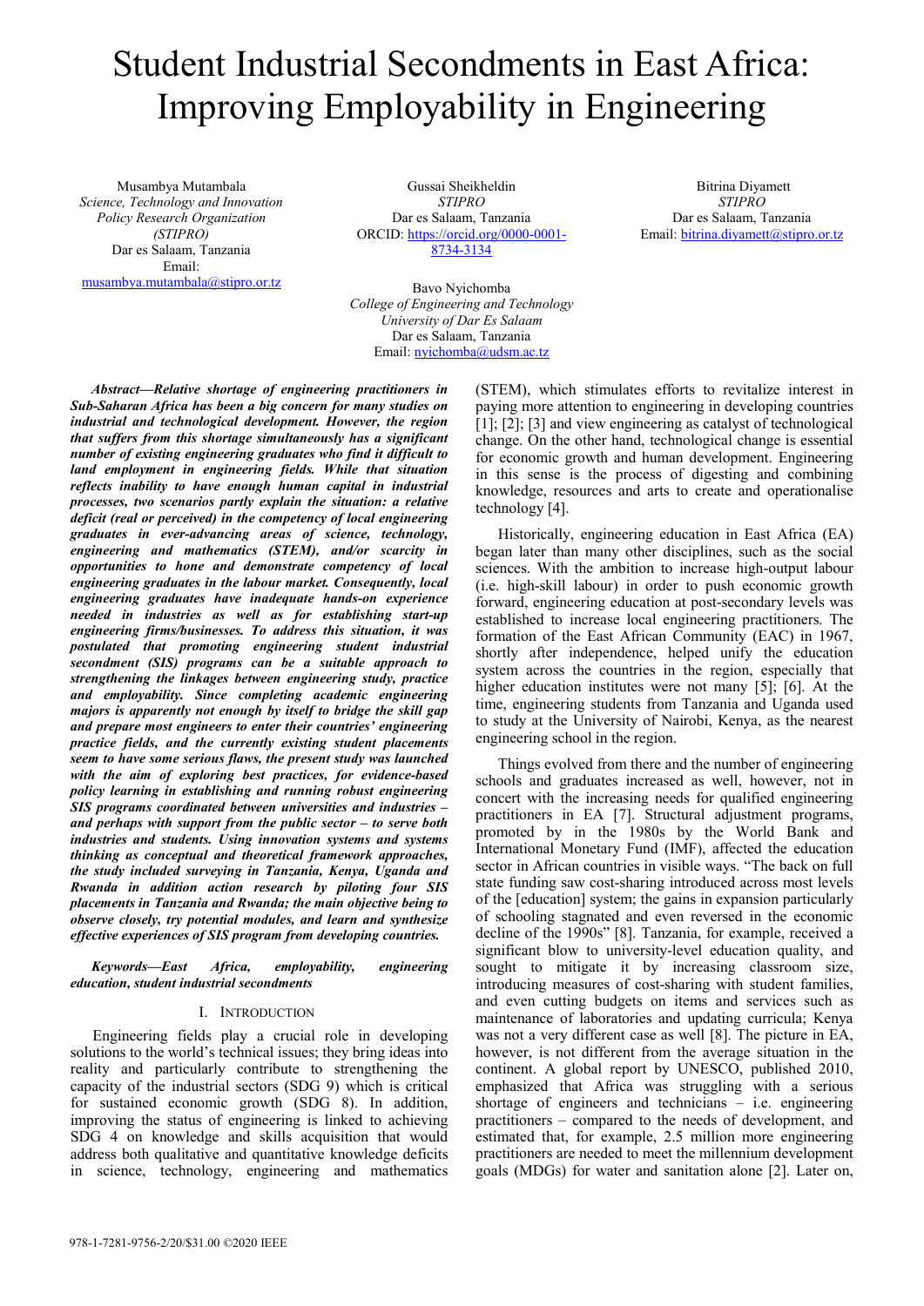# Student Industrial Secondments in East Africa: Improving Employability in Engineering

Musambya Mutambala
*Science, Technology and Innovation Policy Research Organization (STIPRO)*
Dar es Salaam, Tanzania
Email: musambya.mutambala@stipro.or.tz

Gussai Sheikheldin
*STIPRO*
Dar es Salaam, Tanzania
ORCID: https://orcid.org/0000-0001-8734-3134

Bitrina Diyamett
*STIPRO*
Dar es Salaam, Tanzania
Email: bitrina.diyamett@stipro.or.tz

Bavo Nyichomba
*College of Engineering and Technology*
*University of Dar Es Salaam*
Dar es Salaam, Tanzania
Email: nyichomba@udsm.ac.tz

***Abstract*—Relative shortage of engineering practitioners in Sub-Saharan Africa has been a big concern for many studies on industrial and technological development. However, the region that suffers from this shortage simultaneously has a significant number of existing engineering graduates who find it difficult to land employment in engineering fields. While that situation reflects inability to have enough human capital in industrial processes, two scenarios partly explain the situation: a relative deficit (real or perceived) in the competency of local engineering graduates in ever-advancing areas of science, technology, engineering and mathematics (STEM), and/or scarcity in opportunities to hone and demonstrate competency of local engineering graduates in the labour market. Consequently, local engineering graduates have inadequate hands-on experience needed in industries as well as for establishing start-up engineering firms/businesses. To address this situation, it was postulated that promoting engineering student industrial secondment (SIS) programs can be a suitable approach to strengthening the linkages between engineering study, practice and employability. Since completing academic engineering majors is apparently not enough by itself to bridge the skill gap and prepare most engineers to enter their countries' engineering practice fields, and the currently existing student placements seem to have some serious flaws, the present study was launched with the aim of exploring best practices, for evidence-based policy learning in establishing and running robust engineering SIS programs coordinated between universities and industries – and perhaps with support from the public sector – to serve both industries and students. Using innovation systems and systems thinking as conceptual and theoretical framework approaches, the study included surveying in Tanzania, Kenya, Uganda and Rwanda in addition action research by piloting four SIS placements in Tanzania and Rwanda; the main objective being to observe closely, try potential modules, and learn and synthesize effective experiences of SIS program from developing countries.**

***Keywords*—East Africa, employability, engineering education, student industrial secondments**

## I. Introduction

Engineering fields play a crucial role in developing solutions to the world's technical issues; they bring ideas into reality and particularly contribute to strengthening the capacity of the industrial sectors (SDG 9) which is critical for sustained economic growth (SDG 8). In addition, improving the status of engineering is linked to achieving SDG 4 on knowledge and skills acquisition that would address both qualitative and quantitative knowledge deficits in science, technology, engineering and mathematics (STEM), which stimulates efforts to revitalize interest in paying more attention to engineering in developing countries [1]; [2]; [3] and view engineering as catalyst of technological change. On the other hand, technological change is essential for economic growth and human development. Engineering in this sense is the process of digesting and combining knowledge, resources and arts to create and operationalise technology [4].

Historically, engineering education in East Africa (EA) began later than many other disciplines, such as the social sciences. With the ambition to increase high-output labour (i.e. high-skill labour) in order to push economic growth forward, engineering education at post-secondary levels was established to increase local engineering practitioners. The formation of the East African Community (EAC) in 1967, shortly after independence, helped unify the education system across the countries in the region, especially that higher education institutes were not many [5]; [6]. At the time, engineering students from Tanzania and Uganda used to study at the University of Nairobi, Kenya, as the nearest engineering school in the region.

Things evolved from there and the number of engineering schools and graduates increased as well, however, not in concert with the increasing needs for qualified engineering practitioners in EA [7]. Structural adjustment programs, promoted by in the 1980s by the World Bank and International Monetary Fund (IMF), affected the education sector in African countries in visible ways. "The back on full state funding saw cost-sharing introduced across most levels of the [education] system; the gains in expansion particularly of schooling stagnated and even reversed in the economic decline of the 1990s" [8]. Tanzania, for example, received a significant blow to university-level education quality, and sought to mitigate it by increasing classroom size, introducing measures of cost-sharing with student families, and even cutting budgets on items and services such as maintenance of laboratories and updating curricula; Kenya was not a very different case as well [8]. The picture in EA, however, is not different from the average situation in the continent. A global report by UNESCO, published 2010, emphasized that Africa was struggling with a serious shortage of engineers and technicians – i.e. engineering practitioners – compared to the needs of development, and estimated that, for example, 2.5 million more engineering practitioners are needed to meet the millennium development goals (MDGs) for water and sanitation alone [2]. Later on,

978-1-7281-9756-2/20/$31.00 ©2020 IEEE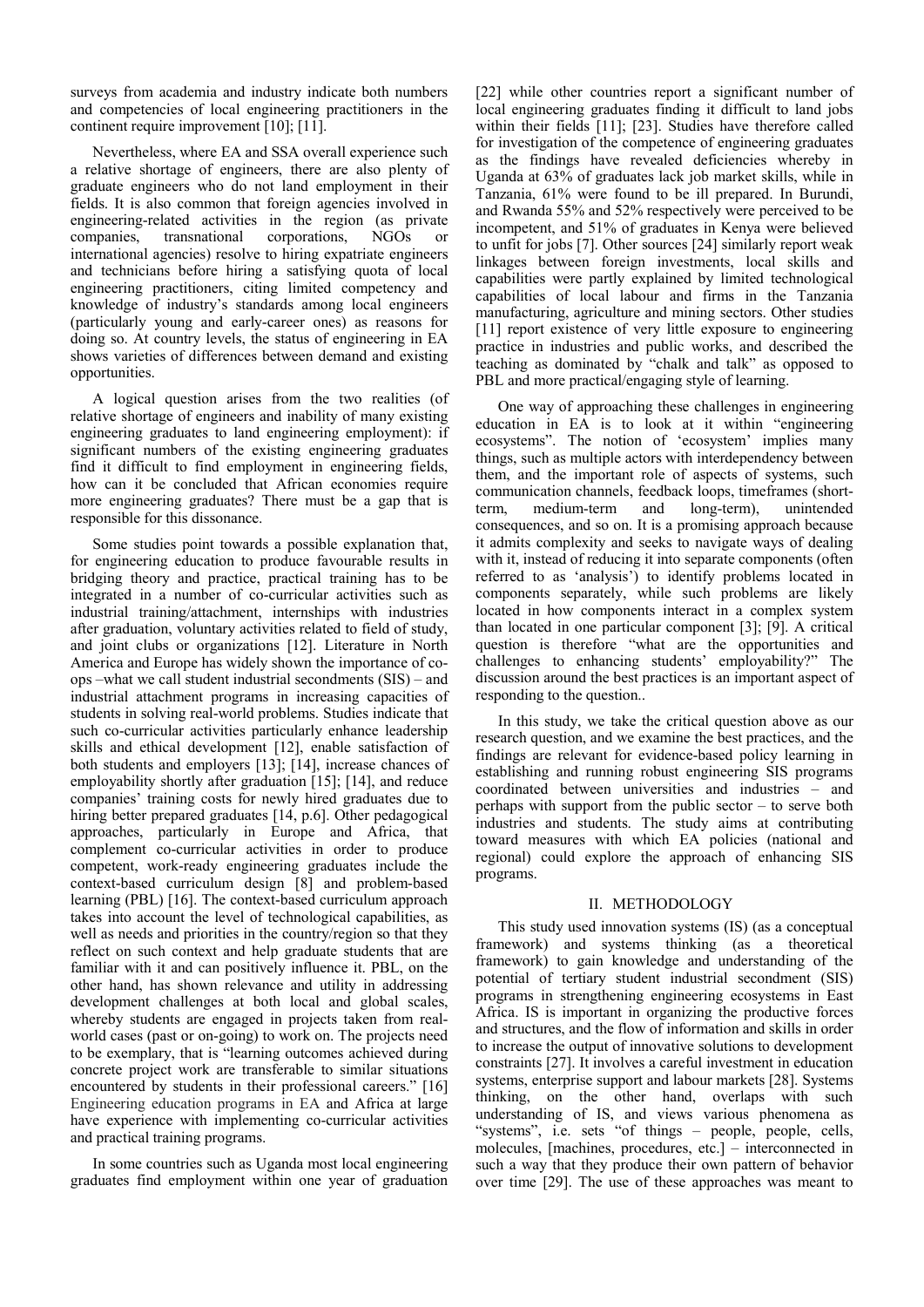surveys from academia and industry indicate both numbers and competencies of local engineering practitioners in the continent require improvement [10]; [11].

Nevertheless, where EA and SSA overall experience such a relative shortage of engineers, there are also plenty of graduate engineers who do not land employment in their fields. It is also common that foreign agencies involved in engineering-related activities in the region (as private companies, transnational corporations, NGOs or international agencies) resolve to hiring expatriate engineers and technicians before hiring a satisfying quota of local engineering practitioners, citing limited competency and knowledge of industry's standards among local engineers (particularly young and early-career ones) as reasons for doing so. At country levels, the status of engineering in EA shows varieties of differences between demand and existing opportunities.

A logical question arises from the two realities (of relative shortage of engineers and inability of many existing engineering graduates to land engineering employment): if significant numbers of the existing engineering graduates find it difficult to find employment in engineering fields, how can it be concluded that African economies require more engineering graduates? There must be a gap that is responsible for this dissonance.

Some studies point towards a possible explanation that, for engineering education to produce favourable results in bridging theory and practice, practical training has to be integrated in a number of co-curricular activities such as industrial training/attachment, internships with industries after graduation, voluntary activities related to field of study, and joint clubs or organizations [12]. Literature in North America and Europe has widely shown the importance of co-ops –what we call student industrial secondments (SIS) – and industrial attachment programs in increasing capacities of students in solving real-world problems. Studies indicate that such co-curricular activities particularly enhance leadership skills and ethical development [12], enable satisfaction of both students and employers [13]; [14], increase chances of employability shortly after graduation [15]; [14], and reduce companies' training costs for newly hired graduates due to hiring better prepared graduates [14, p.6]. Other pedagogical approaches, particularly in Europe and Africa, that complement co-curricular activities in order to produce competent, work-ready engineering graduates include the context-based curriculum design [8] and problem-based learning (PBL) [16]. The context-based curriculum approach takes into account the level of technological capabilities, as well as needs and priorities in the country/region so that they reflect on such context and help graduate students that are familiar with it and can positively influence it. PBL, on the other hand, has shown relevance and utility in addressing development challenges at both local and global scales, whereby students are engaged in projects taken from real-world cases (past or on-going) to work on. The projects need to be exemplary, that is "learning outcomes achieved during concrete project work are transferable to similar situations encountered by students in their professional careers." [16] Engineering education programs in EA and Africa at large have experience with implementing co-curricular activities and practical training programs.

In some countries such as Uganda most local engineering graduates find employment within one year of graduation [22] while other countries report a significant number of local engineering graduates finding it difficult to land jobs within their fields [11]; [23]. Studies have therefore called for investigation of the competence of engineering graduates as the findings have revealed deficiencies whereby in Uganda at 63% of graduates lack job market skills, while in Tanzania, 61% were found to be ill prepared. In Burundi, and Rwanda 55% and 52% respectively were perceived to be incompetent, and 51% of graduates in Kenya were believed to unfit for jobs [7]. Other sources [24] similarly report weak linkages between foreign investments, local skills and capabilities were partly explained by limited technological capabilities of local labour and firms in the Tanzania manufacturing, agriculture and mining sectors. Other studies [11] report existence of very little exposure to engineering practice in industries and public works, and described the teaching as dominated by "chalk and talk" as opposed to PBL and more practical/engaging style of learning.

One way of approaching these challenges in engineering education in EA is to look at it within "engineering ecosystems". The notion of 'ecosystem' implies many things, such as multiple actors with interdependency between them, and the important role of aspects of systems, such communication channels, feedback loops, timeframes (short-term, medium-term and long-term), unintended consequences, and so on. It is a promising approach because it admits complexity and seeks to navigate ways of dealing with it, instead of reducing it into separate components (often referred to as 'analysis') to identify problems located in components separately, while such problems are likely located in how components interact in a complex system than located in one particular component [3]; [9]. A critical question is therefore "what are the opportunities and challenges to enhancing students' employability?" The discussion around the best practices is an important aspect of responding to the question..

In this study, we take the critical question above as our research question, and we examine the best practices, and the findings are relevant for evidence-based policy learning in establishing and running robust engineering SIS programs coordinated between universities and industries – and perhaps with support from the public sector – to serve both industries and students. The study aims at contributing toward measures with which EA policies (national and regional) could explore the approach of enhancing SIS programs.

## II. METHODOLOGY

This study used innovation systems (IS) (as a conceptual framework) and systems thinking (as a theoretical framework) to gain knowledge and understanding of the potential of tertiary student industrial secondment (SIS) programs in strengthening engineering ecosystems in East Africa. IS is important in organizing the productive forces and structures, and the flow of information and skills in order to increase the output of innovative solutions to development constraints [27]. It involves a careful investment in education systems, enterprise support and labour markets [28]. Systems thinking, on the other hand, overlaps with such understanding of IS, and views various phenomena as "systems", i.e. sets "of things – people, people, cells, molecules, [machines, procedures, etc.] – interconnected in such a way that they produce their own pattern of behavior over time [29]. The use of these approaches was meant to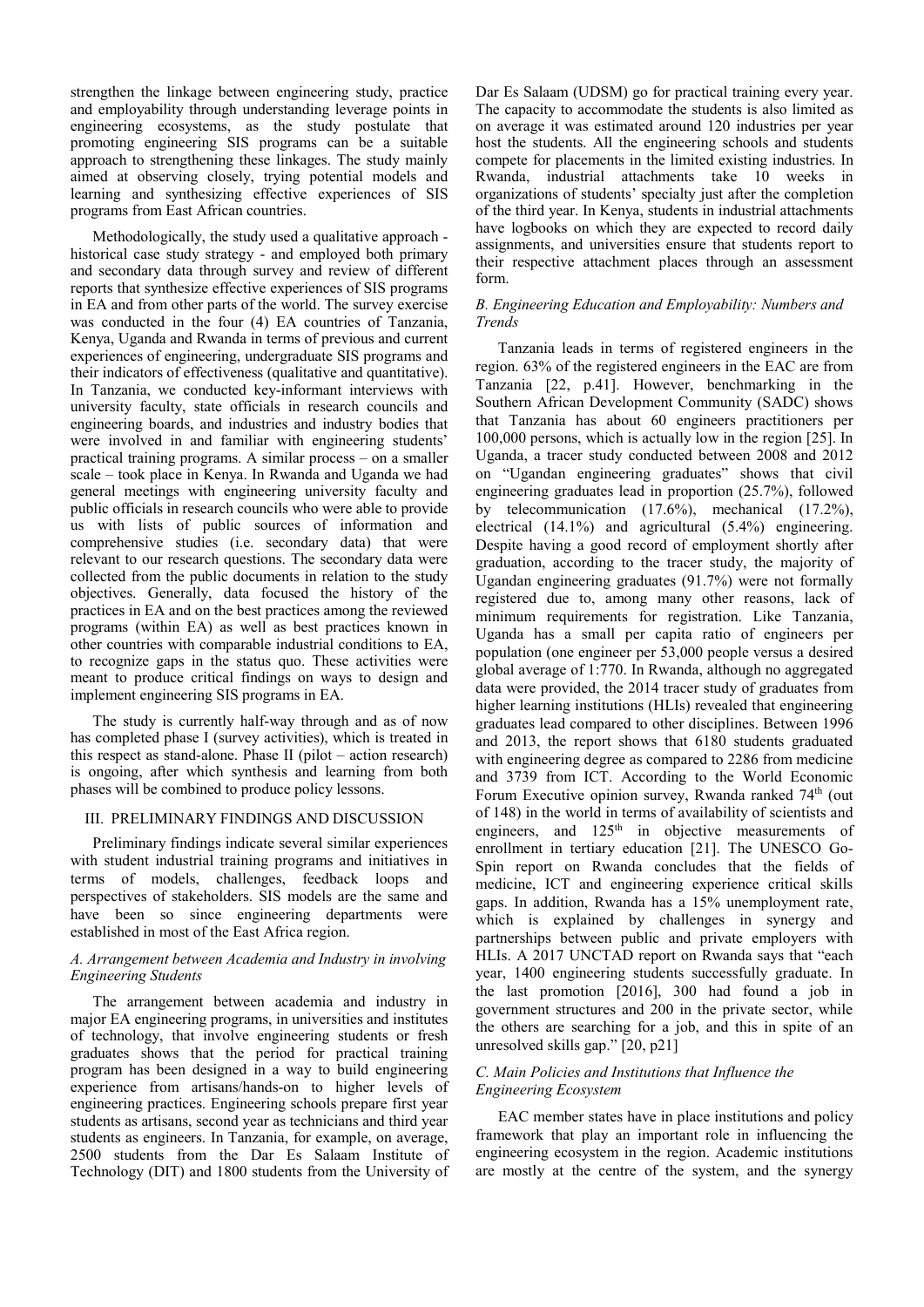strengthen the linkage between engineering study, practice and employability through understanding leverage points in engineering ecosystems, as the study postulate that promoting engineering SIS programs can be a suitable approach to strengthening these linkages. The study mainly aimed at observing closely, trying potential models and learning and synthesizing effective experiences of SIS programs from East African countries.

Methodologically, the study used a qualitative approach - historical case study strategy - and employed both primary and secondary data through survey and review of different reports that synthesize effective experiences of SIS programs in EA and from other parts of the world. The survey exercise was conducted in the four (4) EA countries of Tanzania, Kenya, Uganda and Rwanda in terms of previous and current experiences of engineering, undergraduate SIS programs and their indicators of effectiveness (qualitative and quantitative). In Tanzania, we conducted key-informant interviews with university faculty, state officials in research councils and engineering boards, and industries and industry bodies that were involved in and familiar with engineering students' practical training programs. A similar process – on a smaller scale – took place in Kenya. In Rwanda and Uganda we had general meetings with engineering university faculty and public officials in research councils who were able to provide us with lists of public sources of information and comprehensive studies (i.e. secondary data) that were relevant to our research questions. The secondary data were collected from the public documents in relation to the study objectives. Generally, data focused the history of the practices in EA and on the best practices among the reviewed programs (within EA) as well as best practices known in other countries with comparable industrial conditions to EA, to recognize gaps in the status quo. These activities were meant to produce critical findings on ways to design and implement engineering SIS programs in EA.

The study is currently half-way through and as of now has completed phase I (survey activities), which is treated in this respect as stand-alone. Phase II (pilot – action research) is ongoing, after which synthesis and learning from both phases will be combined to produce policy lessons.

## III. PRELIMINARY FINDINGS AND DISCUSSION

Preliminary findings indicate several similar experiences with student industrial training programs and initiatives in terms of models, challenges, feedback loops and perspectives of stakeholders. SIS models are the same and have been so since engineering departments were established in most of the East Africa region.

### *A. Arrangement between Academia and Industry in involving Engineering Students*

The arrangement between academia and industry in major EA engineering programs, in universities and institutes of technology, that involve engineering students or fresh graduates shows that the period for practical training program has been designed in a way to build engineering experience from artisans/hands-on to higher levels of engineering practices. Engineering schools prepare first year students as artisans, second year as technicians and third year students as engineers. In Tanzania, for example, on average, 2500 students from the Dar Es Salaam Institute of Technology (DIT) and 1800 students from the University of Dar Es Salaam (UDSM) go for practical training every year. The capacity to accommodate the students is also limited as on average it was estimated around 120 industries per year host the students. All the engineering schools and students compete for placements in the limited existing industries. In Rwanda, industrial attachments take 10 weeks in organizations of students' specialty just after the completion of the third year. In Kenya, students in industrial attachments have logbooks on which they are expected to record daily assignments, and universities ensure that students report to their respective attachment places through an assessment form.

### *B. Engineering Education and Employability: Numbers and Trends*

Tanzania leads in terms of registered engineers in the region. 63% of the registered engineers in the EAC are from Tanzania [22, p.41]. However, benchmarking in the Southern African Development Community (SADC) shows that Tanzania has about 60 engineers practitioners per 100,000 persons, which is actually low in the region [25]. In Uganda, a tracer study conducted between 2008 and 2012 on "Ugandan engineering graduates" shows that civil engineering graduates lead in proportion (25.7%), followed by telecommunication (17.6%), mechanical (17.2%), electrical (14.1%) and agricultural (5.4%) engineering. Despite having a good record of employment shortly after graduation, according to the tracer study, the majority of Ugandan engineering graduates (91.7%) were not formally registered due to, among many other reasons, lack of minimum requirements for registration. Like Tanzania, Uganda has a small per capita ratio of engineers per population (one engineer per 53,000 people versus a desired global average of 1:770. In Rwanda, although no aggregated data were provided, the 2014 tracer study of graduates from higher learning institutions (HLIs) revealed that engineering graduates lead compared to other disciplines. Between 1996 and 2013, the report shows that 6180 students graduated with engineering degree as compared to 2286 from medicine and 3739 from ICT. According to the World Economic Forum Executive opinion survey, Rwanda ranked 74th (out of 148) in the world in terms of availability of scientists and engineers, and 125th in objective measurements of enrollment in tertiary education [21]. The UNESCO Go-Spin report on Rwanda concludes that the fields of medicine, ICT and engineering experience critical skills gaps. In addition, Rwanda has a 15% unemployment rate, which is explained by challenges in synergy and partnerships between public and private employers with HLIs. A 2017 UNCTAD report on Rwanda says that "each year, 1400 engineering students successfully graduate. In the last promotion [2016], 300 had found a job in government structures and 200 in the private sector, while the others are searching for a job, and this in spite of an unresolved skills gap." [20, p21]

### *C. Main Policies and Institutions that Influence the Engineering Ecosystem*

EAC member states have in place institutions and policy framework that play an important role in influencing the engineering ecosystem in the region. Academic institutions are mostly at the centre of the system, and the synergy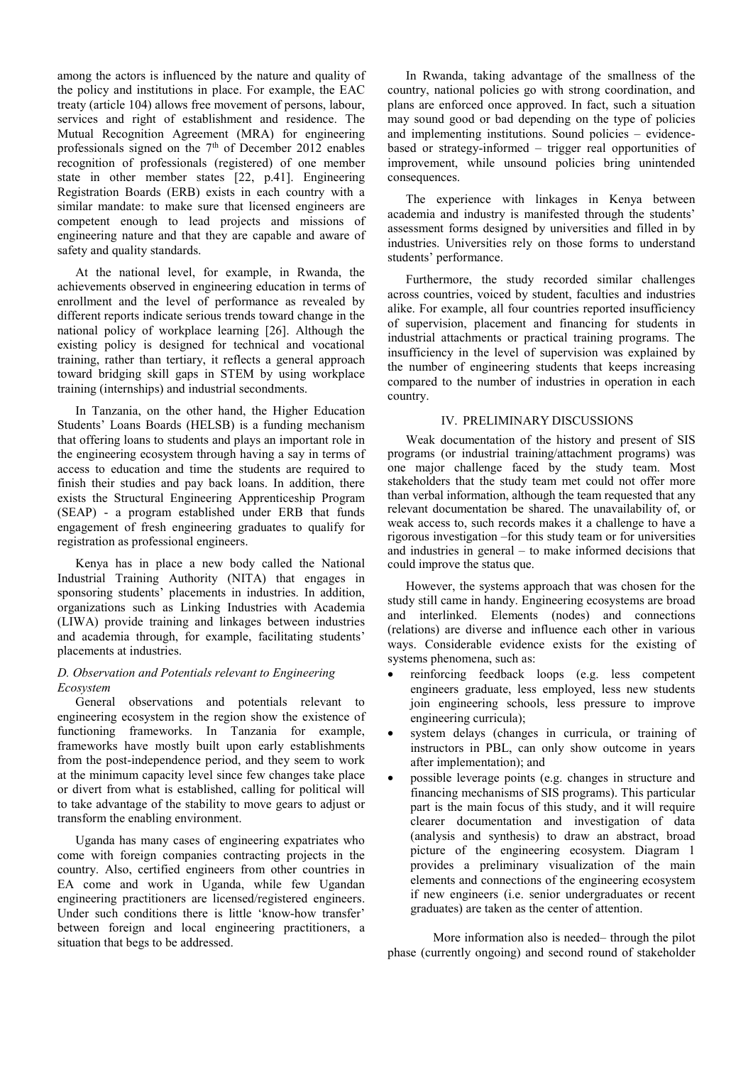among the actors is influenced by the nature and quality of the policy and institutions in place. For example, the EAC treaty (article 104) allows free movement of persons, labour, services and right of establishment and residence. The Mutual Recognition Agreement (MRA) for engineering professionals signed on the 7th of December 2012 enables recognition of professionals (registered) of one member state in other member states [22, p.41]. Engineering Registration Boards (ERB) exists in each country with a similar mandate: to make sure that licensed engineers are competent enough to lead projects and missions of engineering nature and that they are capable and aware of safety and quality standards.

At the national level, for example, in Rwanda, the achievements observed in engineering education in terms of enrollment and the level of performance as revealed by different reports indicate serious trends toward change in the national policy of workplace learning [26]. Although the existing policy is designed for technical and vocational training, rather than tertiary, it reflects a general approach toward bridging skill gaps in STEM by using workplace training (internships) and industrial secondments.

In Tanzania, on the other hand, the Higher Education Students' Loans Boards (HELSB) is a funding mechanism that offering loans to students and plays an important role in the engineering ecosystem through having a say in terms of access to education and time the students are required to finish their studies and pay back loans. In addition, there exists the Structural Engineering Apprenticeship Program (SEAP) - a program established under ERB that funds engagement of fresh engineering graduates to qualify for registration as professional engineers.

Kenya has in place a new body called the National Industrial Training Authority (NITA) that engages in sponsoring students' placements in industries. In addition, organizations such as Linking Industries with Academia (LIWA) provide training and linkages between industries and academia through, for example, facilitating students' placements at industries.

### *D. Observation and Potentials relevant to Engineering Ecosystem*

General observations and potentials relevant to engineering ecosystem in the region show the existence of functioning frameworks. In Tanzania for example, frameworks have mostly built upon early establishments from the post-independence period, and they seem to work at the minimum capacity level since few changes take place or divert from what is established, calling for political will to take advantage of the stability to move gears to adjust or transform the enabling environment.

Uganda has many cases of engineering expatriates who come with foreign companies contracting projects in the country. Also, certified engineers from other countries in EA come and work in Uganda, while few Ugandan engineering practitioners are licensed/registered engineers. Under such conditions there is little 'know-how transfer' between foreign and local engineering practitioners, a situation that begs to be addressed.

In Rwanda, taking advantage of the smallness of the country, national policies go with strong coordination, and plans are enforced once approved. In fact, such a situation may sound good or bad depending on the type of policies and implementing institutions. Sound policies – evidence-based or strategy-informed – trigger real opportunities of improvement, while unsound policies bring unintended consequences.

The experience with linkages in Kenya between academia and industry is manifested through the students' assessment forms designed by universities and filled in by industries. Universities rely on those forms to understand students' performance.

Furthermore, the study recorded similar challenges across countries, voiced by student, faculties and industries alike. For example, all four countries reported insufficiency of supervision, placement and financing for students in industrial attachments or practical training programs. The insufficiency in the level of supervision was explained by the number of engineering students that keeps increasing compared to the number of industries in operation in each country.

## IV. PRELIMINARY DISCUSSIONS

Weak documentation of the history and present of SIS programs (or industrial training/attachment programs) was one major challenge faced by the study team. Most stakeholders that the study team met could not offer more than verbal information, although the team requested that any relevant documentation be shared. The unavailability of, or weak access to, such records makes it a challenge to have a rigorous investigation –for this study team or for universities and industries in general – to make informed decisions that could improve the status que.

However, the systems approach that was chosen for the study still came in handy. Engineering ecosystems are broad and interlinked. Elements (nodes) and connections (relations) are diverse and influence each other in various ways. Considerable evidence exists for the existing of systems phenomena, such as:

- reinforcing feedback loops (e.g. less competent engineers graduate, less employed, less new students join engineering schools, less pressure to improve engineering curricula);
- system delays (changes in curricula, or training of instructors in PBL, can only show outcome in years after implementation); and
- possible leverage points (e.g. changes in structure and financing mechanisms of SIS programs). This particular part is the main focus of this study, and it will require clearer documentation and investigation of data (analysis and synthesis) to draw an abstract, broad picture of the engineering ecosystem. Diagram 1 provides a preliminary visualization of the main elements and connections of the engineering ecosystem if new engineers (i.e. senior undergraduates or recent graduates) are taken as the center of attention.

More information also is needed– through the pilot phase (currently ongoing) and second round of stakeholder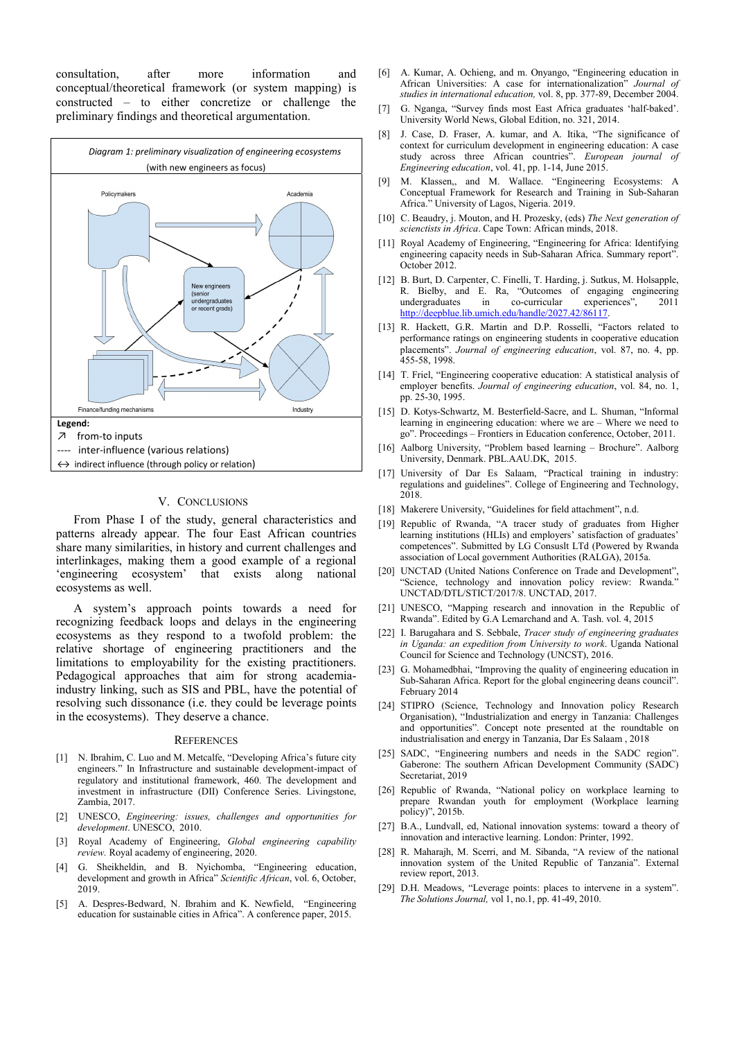consultation, after more information and conceptual/theoretical framework (or system mapping) is constructed – to either concretize or challenge the preliminary findings and theoretical argumentation.

*Diagram 1: preliminary visualization of engineering ecosystems*
(with new engineers as focus)

Policymakers

Academia

New engineers (senior undergraduates or recent grads)

Finance/funding mechanisms

Industry

**Legend:**
↗ from-to inputs
---- inter-influence (various relations)
↔ indirect influence (through policy or relation)

## V. CONCLUSIONS

From Phase I of the study, general characteristics and patterns already appear. The four East African countries share many similarities, in history and current challenges and interlinkages, making them a good example of a regional 'engineering ecosystem' that exists along national ecosystems as well.

A system's approach points towards a need for recognizing feedback loops and delays in the engineering ecosystems as they respond to a twofold problem: the relative shortage of engineering practitioners and the limitations to employability for the existing practitioners. Pedagogical approaches that aim for strong academia-industry linking, such as SIS and PBL, have the potential of resolving such dissonance (i.e. they could be leverage points in the ecosystems). They deserve a chance.

## REFERENCES

[1] N. Ibrahim, C. Luo and M. Metcalfe, "Developing Africa's future city engineers." In Infrastructure and sustainable development-impact of regulatory and institutional framework, 460. The development and investment in infrastructure (DII) Conference Series. Livingstone, Zambia, 2017.

[2] UNESCO, *Engineering: issues, challenges and opportunities for development*. UNESCO, 2010.

[3] Royal Academy of Engineering, *Global engineering capability review.* Royal academy of engineering, 2020.

[4] G. Sheikheldin, and B. Nyichomba, "Engineering education, development and growth in Africa" *Scientific African*, vol. 6, October, 2019.

[5] A. Despres-Bedward, N. Ibrahim and K. Newfield, "Engineering education for sustainable cities in Africa". A conference paper, 2015.

[6] A. Kumar, A. Ochieng, and m. Onyango, "Engineering education in African Universities: A case for internationalization" *Journal of studies in international education,* vol. 8, pp. 377-89, December 2004.

[7] G. Nganga, "Survey finds most East Africa graduates 'half-baked'. University World News, Global Edition, no. 321, 2014.

[8] J. Case, D. Fraser, A. kumar, and A. Itika, "The significance of context for curriculum development in engineering education: A case study across three African countries". *European journal of Engineering education*, vol. 41, pp. 1-14, June 2015.

[9] M. Klassen,, and M. Wallace. "Engineering Ecosystems: A Conceptual Framework for Research and Training in Sub-Saharan Africa." University of Lagos, Nigeria. 2019.

[10] C. Beaudry, j. Mouton, and H. Prozesky, (eds) *The Next generation of scienctists in Africa*. Cape Town: African minds, 2018.

[11] Royal Academy of Engineering, "Engineering for Africa: Identifying engineering capacity needs in Sub-Saharan Africa. Summary report". October 2012.

[12] B. Burt, D. Carpenter, C. Finelli, T. Harding, j. Sutkus, M. Holsapple, R. Bielby, and E. Ra, "Outcomes of engaging engineering undergraduates in co-curricular experiences", 2011 http://deepblue.lib.umich.edu/handle/2027.42/86117.

[13] R. Hackett, G.R. Martin and D.P. Rosselli, "Factors related to performance ratings on engineering students in cooperative education placements". *Journal of engineering education*, vol. 87, no. 4, pp. 455-58, 1998.

[14] T. Friel, "Engineering cooperative education: A statistical analysis of employer benefits. *Journal of engineering education*, vol. 84, no. 1, pp. 25-30, 1995.

[15] D. Kotys-Schwartz, M. Besterfield-Sacre, and L. Shuman, "Informal learning in engineering education: where we are – Where we need to go". Proceedings – Frontiers in Education conference, October, 2011.

[16] Aalborg University, "Problem based learning – Brochure". Aalborg University, Denmark. PBL.AAU.DK, 2015.

[17] University of Dar Es Salaam, "Practical training in industry: regulations and guidelines". College of Engineering and Technology, 2018.

[18] Makerere University, "Guidelines for field attachment", n.d.

[19] Republic of Rwanda, "A tracer study of graduates from Higher learning institutions (HLIs) and employers' satisfaction of graduates' competences". Submitted by LG Consuslt LTd (Powered by Rwanda association of Local government Authorities (RALGA), 2015a.

[20] UNCTAD (United Nations Conference on Trade and Development", "Science, technology and innovation policy review: Rwanda." UNCTAD/DTL/STICT/2017/8. UNCTAD, 2017.

[21] UNESCO, "Mapping research and innovation in the Republic of Rwanda". Edited by G.A Lemarchand and A. Tash. vol. 4, 2015

[22] I. Barugahara and S. Sebbale, *Tracer study of engineering graduates in Uganda: an expedition from University to work*. Uganda National Council for Science and Technology (UNCST), 2016.

[23] G. Mohamedbhai, "Improving the quality of engineering education in Sub-Saharan Africa. Report for the global engineering deans council". February 2014

[24] STIPRO (Science, Technology and Innovation policy Research Organisation), "Industrialization and energy in Tanzania: Challenges and opportunities". Concept note presented at the roundtable on industrialisation and energy in Tanzania, Dar Es Salaam , 2018

[25] SADC, "Engineering numbers and needs in the SADC region". Gaberone: The southern African Development Community (SADC) Secretariat, 2019

[26] Republic of Rwanda, "National policy on workplace learning to prepare Rwandan youth for employment (Workplace learning policy)", 2015b.

[27] B.A., Lundvall, ed, National innovation systems: toward a theory of innovation and interactive learning. London: Printer, 1992.

[28] R. Maharajh, M. Scerri, and M. Sibanda, "A review of the national innovation system of the United Republic of Tanzania". External review report, 2013.

[29] D.H. Meadows, "Leverage points: places to intervene in a system". *The Solutions Journal,* vol 1, no.1, pp. 41-49, 2010.